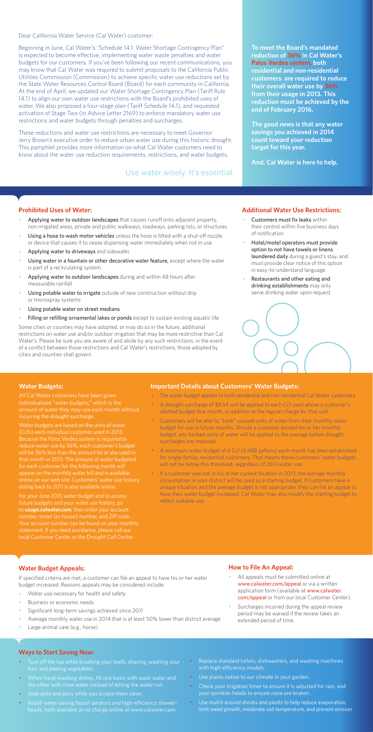Dear California Water Service (Cal Water) customer:

Beginning in June, Cal Water's "Schedule 14.1: Water Shortage Contingency Plan" is expected to become effective, implementing water waste penalties and water budgets for our customers. If you've been following our recent communications, you may know that Cal Water was required to submit proposals to the California Public Utilities Commission (Commission) to achieve specific water use reductions set by the State Water Resources Control Board (Board) for each community in California. At the end of April, we updated our Water Shortage Contingency Plan (Tariff Rule 14.1) to align our own water use restrictions with the Board's prohibited uses of water. We also proposed a four-stage plan (Tariff Schedule 14.1), and requested activation of Stage Two (in Advice Letter 2169) to enforce mandatory water use restrictions and water budgets through penalties and surcharges.

These reductions and water use restrictions are necessary to meet Governor Jerry Brown's executive order to reduce urban water use during this historic drought. This pamphlet provides more information on what Cal Water customers need to know about the water use reduction requirements, restrictions, and water budgets.

Use water wisely. It's essential.

**To meet the Board's mandated reduction of 36% in Cal Water's Palos Verdes system, both residential and non-residential customers are required to reduce their overall water use by 36% from their usage in 2013. This reduction must be achieved by the end of February 2016.**

**The good news is that any water savings you achieved in 2014 count toward your reduction target for this year.**

**And, Cal Water is here to help.**

## Prohibited Uses of Water:

- **Applying water to outdoor landscapes** that causes runoff onto adjacent property, non-irrigated areas, private and public walkways, roadways, parking lots, or structures
- **Using a hose to wash motor vehicles** unless the hose is fitted with a shut-off nozzle or device that causes it to cease dispensing water immediately when not in use
- **Applying water to driveways** and sidewalks
- **Using water in a fountain or other decorative water feature,** except where the water is part of a recirculating system
- **Applying water to outdoor landscapes** during and within 48 hours after measurable rainfall
- **Using potable water to irrigate** outside of new construction without drip or microspray systems
- **Using potable water on street medians**
- **Filling or refilling ornamental lakes or ponds** except to sustain existing aquatic life

Some cities or counties may have adopted, or may do so in the future, additional restrictions on water use and/or outdoor irrigation that may be more restrictive than Cal Water's. Please be sure you are aware of and abide by any such restrictions; in the event of a conflict between those restrictions and Cal Water's restrictions, those adopted by cities and counties shall govern.

## Additional Water Use Restrictions:

- **Customers must fix leaks** within their control within five business days of notification
- **Hotel/motel operators must provide option to not have towels or linens laundered daily** during a guest's stay, and must provide clear notice of this option in easy-to-understand language
- **Restaurants and other eating and drinking establishments** may only serve drinking water upon request

## Water Budgets:

All Cal Water customers have been given individualized "water budgets," which is the amount of water they may use each month without incurring the drought surcharge.

Water budgets are based on the units of water (Ccfs) each individual customer used in 2013. Because the Palos Verdes system is required to reduce water use by 36%, each customer's budget will be 36% less than the amount he or she used in that month in 2013. The amount of water budgeted for each customer for the following month will appear on the monthly water bill and is available online on our web site. Customers' water use history dating back to 2011 is also available online.

For your June 2015 water budget and to access future budgets and your water use history, go to **usage.calwater.com**, then enter your account number, street (or house) number, and ZIP code. Your account number can be found on your monthly statement. If you need assistance, please call our local Customer Center or the Drought Call Center.

## Important Details about Customers' Water Budgets:

- The water budget applies to both residential and non-residential Cal Water customers.
- A drought surcharge of $9.54 will be applied to each Ccf used above a customer's allotted budget that month, in addition to the regular charge for that unit.
- Customers will be able to "bank" unused units of water from their monthly water budget for use in future months. Should a customer exceed his or her monthly budget, any banked units of water will be applied to the overage before drought surcharges are imposed.
- A minimum water budget of 6 Ccf (4,488 gallons) each month has been established for single-family, residential customers. That means these customers' water budgets will not be below this threshold, regardless of 2013 water use.
- If a customer was not in his or her current location in 2013, the average monthly consumption in your district will be used as a starting budget. If customers have a unique situation and the average budget is not appropriate, they can file an appeal to have their water budget increased. Cal Water may also modify the starting budget to reflect suitable use.

## Water Budget Appeals:

If specified criteria are met, a customer can file an appeal to have his or her water budget increased. Reasons appeals may be considered include:

- Water use necessary for health and safety
- Business or economic needs
- Significant long-term savings achieved since 2011
- Average monthly water use in 2014 that is at least 50% lower than district average
- Large animal care (e.g., horse)

## How to File An Appeal:

- All appeals must be submitted online at www.calwater.com/appeal or via a written application form (available at www.calwater.com/appeal or from our local Customer Center).
- Surcharges incurred during the appeal review period may be waived if the review takes an extended period of time.

## Ways to Start Saving Now:

- Turn off the tap while brushing your teeth, shaving, washing your hair, and peeling vegetables.
- When hand-washing dishes, fill one basin with wash water and the other with rinse water instead of letting the water run.
- Soak pots and pans while you scrape them clean.
- Install water-saving faucet aerators and high-efficiency showerheads, both available at no charge online at www.calwater.com.
- Replace standard toilets, dishwashers, and washing machines with high-efficiency models.
- Use plants native to our climate in your garden.
- Check your irrigation timer to ensure it is adjusted for rain, and your sprinkler heads to ensure none are broken.
- Use mulch around shrubs and plants to help reduce evaporation, limit weed growth, moderate soil temperature, and prevent erosion.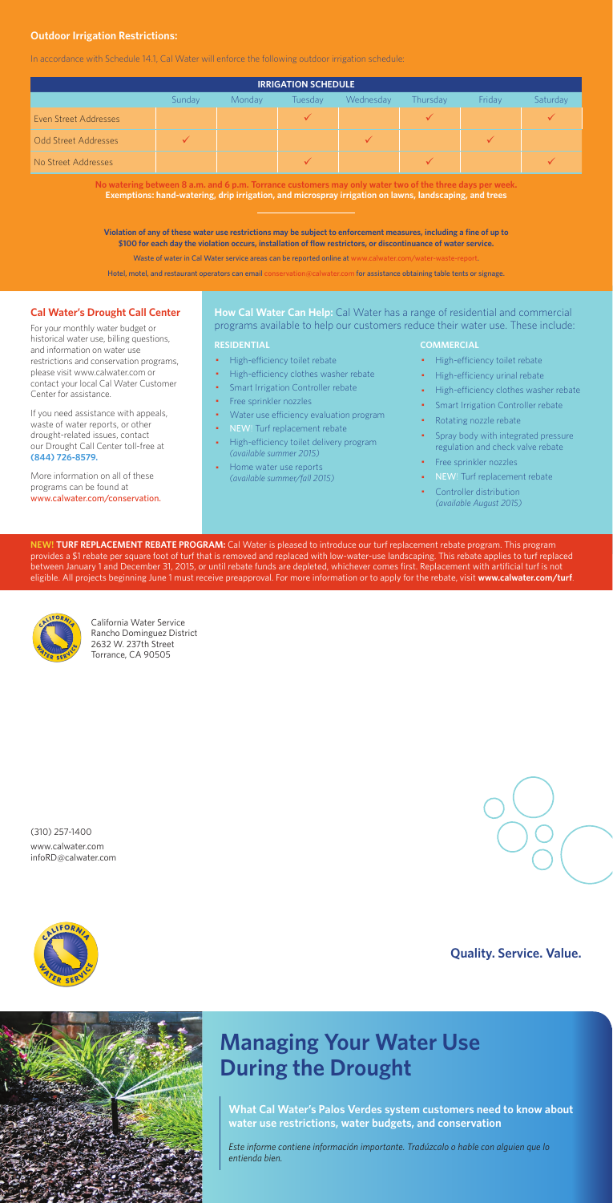**Outdoor Irrigation Restrictions:**

In accordance with Schedule 14.1, Cal Water will enforce the following outdoor irrigation schedule:

| IRRIGATION SCHEDULE | | | | | | | |
|---|---|---|---|---|---|---|---|
| | Sunday | Monday | Tuesday | Wednesday | Thursday | Friday | Saturday |
| Even Street Addresses | | | ✓ | | ✓ | | ✓ |
| Odd Street Addresses | ✓ | | | ✓ | | ✓ | |
| No Street Addresses | | | ✓ | | ✓ | | ✓ |

**No watering between 8 a.m. and 6 p.m. Torrance customers may only water two of the three days per week.**
**Exemptions: hand-watering, drip irrigation, and microspray irrigation on lawns, landscaping, and trees**

**Violation of any of these water use restrictions may be subject to enforcement measures, including a fine of up to $100 for each day the violation occurs, installation of flow restrictors, or discontinuance of water service.**

Waste of water in Cal Water service areas can be reported online at www.calwater.com/water-waste-report.

Hotel, motel, and restaurant operators can email conservation@calwater.com for assistance obtaining table tents or signage.

### Cal Water's Drought Call Center

For your monthly water budget or historical water use, billing questions, and information on water use restrictions and conservation programs, please visit www.calwater.com or contact your local Cal Water Customer Center for assistance.

If you need assistance with appeals, waste of water reports, or other drought-related issues, contact our Drought Call Center toll-free at **(844) 726-8579.**

More information on all of these programs can be found at www.calwater.com/conservation.

**How Cal Water Can Help:** Cal Water has a range of residential and commercial programs available to help our customers reduce their water use. These include:

**RESIDENTIAL**

- High-efficiency toilet rebate
- High-efficiency clothes washer rebate
- Smart Irrigation Controller rebate
- Free sprinkler nozzles
- Water use efficiency evaluation program
- NEW! Turf replacement rebate
- High-efficiency toilet delivery program *(available summer 2015)*
- Home water use reports *(available summer/fall 2015)*

**COMMERCIAL**

- High-efficiency toilet rebate
- High-efficiency urinal rebate
- High-efficiency clothes washer rebate
- Smart Irrigation Controller rebate
- Rotating nozzle rebate
- Spray body with integrated pressure regulation and check valve rebate
- Free sprinkler nozzles
- NEW! Turf replacement rebate
- Controller distribution *(available August 2015)*

**NEW! TURF REPLACEMENT REBATE PROGRAM:** Cal Water is pleased to introduce our turf replacement rebate program. This program provides a $1 rebate per square foot of turf that is removed and replaced with low-water-use landscaping. This rebate applies to turf replaced between January 1 and December 31, 2015, or until rebate funds are depleted, whichever comes first. Replacement with artificial turf is not eligible. All projects beginning June 1 must receive preapproval. For more information or to apply for the rebate, visit **www.calwater.com/turf**.

California Water Service
Rancho Dominguez District
2632 W. 237th Street
Torrance, CA 90505

(310) 257-1400
www.calwater.com
infoRD@calwater.com

**Quality. Service. Value.**

# Managing Your Water Use During the Drought

**What Cal Water's Palos Verdes system customers need to know about water use restrictions, water budgets, and conservation**

*Este informe contiene información importante. Tradúzcalo o hable con alguien que lo entienda bien.*